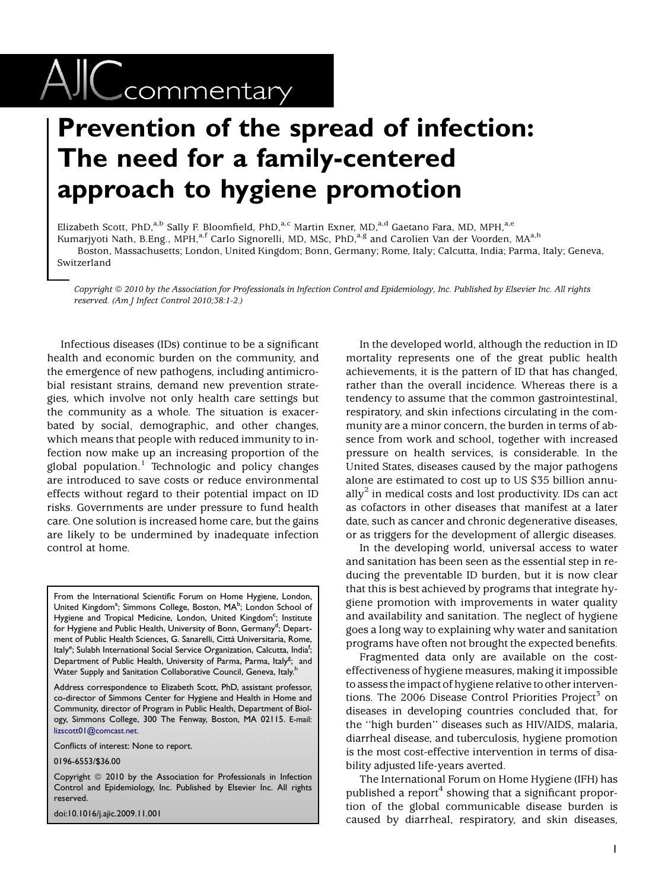AJIC commentary

# Prevention of the spread of infection: The need for a family-centered approach to hygiene promotion

Elizabeth Scott, PhD,[a,b] Sally F. Bloomfield, PhD,[a,c] Martin Exner, MD,[a,d] Gaetano Fara, MD, MPH,[a,e] Kumarjyoti Nath, B.Eng., MPH,[a,f] Carlo Signorelli, MD, MSc, PhD,[a,g] and Carolien Van der Voorden, MA[a,h]
Boston, Massachusetts; London, United Kingdom; Bonn, Germany; Rome, Italy; Calcutta, India; Parma, Italy; Geneva, Switzerland

*Copyright © 2010 by the Association for Professionals in Infection Control and Epidemiology, Inc. Published by Elsevier Inc. All rights reserved. (Am J Infect Control 2010;38:1-2.)*

Infectious diseases (IDs) continue to be a significant health and economic burden on the community, and the emergence of new pathogens, including antimicrobial resistant strains, demand new prevention strategies, which involve not only health care settings but the community as a whole. The situation is exacerbated by social, demographic, and other changes, which means that people with reduced immunity to infection now make up an increasing proportion of the global population.[1] Technologic and policy changes are introduced to save costs or reduce environmental effects without regard to their potential impact on ID risks. Governments are under pressure to fund health care. One solution is increased home care, but the gains are likely to be undermined by inadequate infection control at home.

From the International Scientific Forum on Home Hygiene, London, United Kingdom[a]; Simmons College, Boston, MA[b]; London School of Hygiene and Tropical Medicine, London, United Kingdom[c]; Institute for Hygiene and Public Health, University of Bonn, Germany[d]; Department of Public Health Sciences, G. Sanarelli, Città Universitaria, Rome, Italy[e]; Sulabh International Social Service Organization, Calcutta, India[f]; Department of Public Health, University of Parma, Parma, Italy[g]; and Water Supply and Sanitation Collaborative Council, Geneva, Italy.[h]

Address correspondence to Elizabeth Scott, PhD, assistant professor, co-director of Simmons Center for Hygiene and Health in Home and Community, director of Program in Public Health, Department of Biology, Simmons College, 300 The Fenway, Boston, MA 02115. E-mail: lizscott01@comcast.net.

Conflicts of interest: None to report.

0196-6553/$36.00

Copyright © 2010 by the Association for Professionals in Infection Control and Epidemiology, Inc. Published by Elsevier Inc. All rights reserved.

doi:10.1016/j.ajic.2009.11.001

In the developed world, although the reduction in ID mortality represents one of the great public health achievements, it is the pattern of ID that has changed, rather than the overall incidence. Whereas there is a tendency to assume that the common gastrointestinal, respiratory, and skin infections circulating in the community are a minor concern, the burden in terms of absence from work and school, together with increased pressure on health services, is considerable. In the United States, diseases caused by the major pathogens alone are estimated to cost up to US $35 billion annually[2] in medical costs and lost productivity. IDs can act as cofactors in other diseases that manifest at a later date, such as cancer and chronic degenerative diseases, or as triggers for the development of allergic diseases.

In the developing world, universal access to water and sanitation has been seen as the essential step in reducing the preventable ID burden, but it is now clear that this is best achieved by programs that integrate hygiene promotion with improvements in water quality and availability and sanitation. The neglect of hygiene goes a long way to explaining why water and sanitation programs have often not brought the expected benefits.

Fragmented data only are available on the cost-effectiveness of hygiene measures, making it impossible to assess the impact of hygiene relative to other interventions. The 2006 Disease Control Priorities Project[3] on diseases in developing countries concluded that, for the "high burden" diseases such as HIV/AIDS, malaria, diarrheal disease, and tuberculosis, hygiene promotion is the most cost-effective intervention in terms of disability adjusted life-years averted.

The International Forum on Home Hygiene (IFH) has published a report[4] showing that a significant proportion of the global communicable disease burden is caused by diarrheal, respiratory, and skin diseases,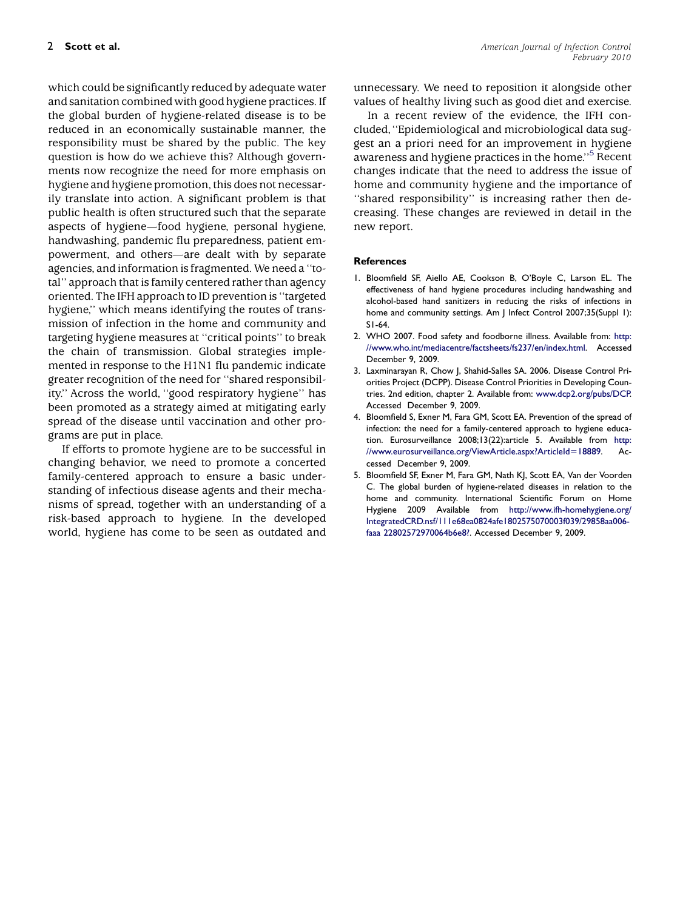which could be significantly reduced by adequate water and sanitation combined with good hygiene practices. If the global burden of hygiene-related disease is to be reduced in an economically sustainable manner, the responsibility must be shared by the public. The key question is how do we achieve this? Although governments now recognize the need for more emphasis on hygiene and hygiene promotion, this does not necessarily translate into action. A significant problem is that public health is often structured such that the separate aspects of hygiene—food hygiene, personal hygiene, handwashing, pandemic flu preparedness, patient empowerment, and others—are dealt with by separate agencies, and information is fragmented. We need a ''total'' approach that is family centered rather than agency oriented. The IFH approach to ID prevention is ''targeted hygiene,'' which means identifying the routes of transmission of infection in the home and community and targeting hygiene measures at ''critical points'' to break the chain of transmission. Global strategies implemented in response to the H1N1 flu pandemic indicate greater recognition of the need for ''shared responsibility.'' Across the world, ''good respiratory hygiene'' has been promoted as a strategy aimed at mitigating early spread of the disease until vaccination and other programs are put in place.

If efforts to promote hygiene are to be successful in changing behavior, we need to promote a concerted family-centered approach to ensure a basic understanding of infectious disease agents and their mechanisms of spread, together with an understanding of a risk-based approach to hygiene. In the developed world, hygiene has come to be seen as outdated and unnecessary. We need to reposition it alongside other values of healthy living such as good diet and exercise.

In a recent review of the evidence, the IFH concluded, ''Epidemiological and microbiological data suggest an a priori need for an improvement in hygiene awareness and hygiene practices in the home.''[5] Recent changes indicate that the need to address the issue of home and community hygiene and the importance of ''shared responsibility'' is increasing rather then decreasing. These changes are reviewed in detail in the new report.

### References

1. Bloomfield SF, Aiello AE, Cookson B, O'Boyle C, Larson EL. The effectiveness of hand hygiene procedures including handwashing and alcohol-based hand sanitizers in reducing the risks of infections in home and community settings. Am J Infect Control 2007;35(Suppl 1): S1-64.
2. WHO 2007. Food safety and foodborne illness. Available from: http://www.who.int/mediacentre/factsheets/fs237/en/index.html. Accessed December 9, 2009.
3. Laxminarayan R, Chow J, Shahid-Salles SA. 2006. Disease Control Priorities Project (DCPP). Disease Control Priorities in Developing Countries. 2nd edition, chapter 2. Available from: www.dcp2.org/pubs/DCP. Accessed December 9, 2009.
4. Bloomfield S, Exner M, Fara GM, Scott EA. Prevention of the spread of infection: the need for a family-centered approach to hygiene education. Eurosurveillance 2008;13(22):article 5. Available from http://www.eurosurveillance.org/ViewArticle.aspx?ArticleId=18889. Accessed December 9, 2009.
5. Bloomfield SF, Exner M, Fara GM, Nath KJ, Scott EA, Van der Voorden C. The global burden of hygiene-related diseases in relation to the home and community. International Scientific Forum on Home Hygiene 2009 Available from http://www.ifh-homehygiene.org/IntegratedCRD.nsf/111e68ea0824afe1802575070003f039/29858aa006faaa 22802572970064b6e8?. Accessed December 9, 2009.